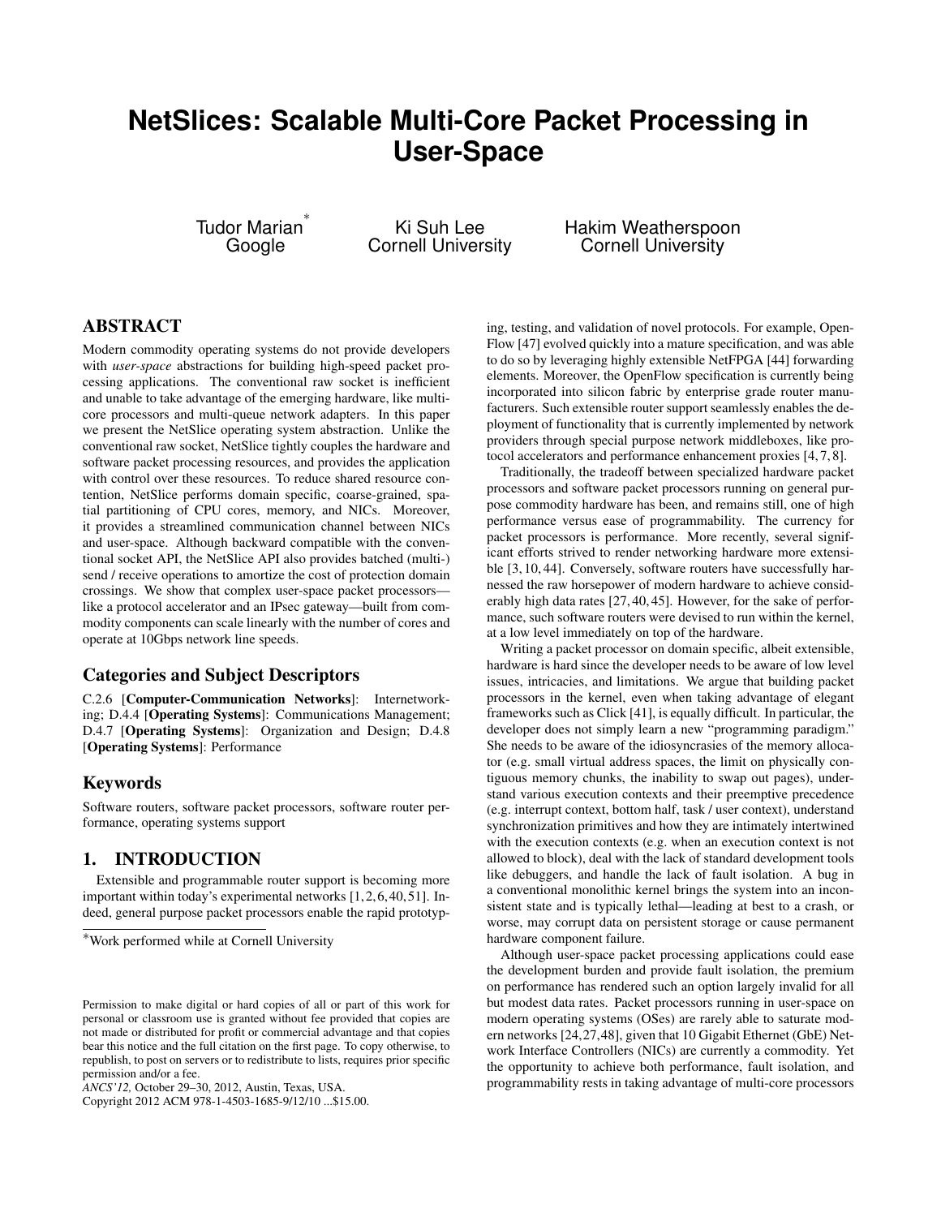# NetSlices: Scalable Multi-Core Packet Processing in User-Space

Tudor Marian[*]
Google

Ki Suh Lee
Cornell University

Hakim Weatherspoon
Cornell University

## ABSTRACT

Modern commodity operating systems do not provide developers with *user-space* abstractions for building high-speed packet processing applications. The conventional raw socket is inefficient and unable to take advantage of the emerging hardware, like multi-core processors and multi-queue network adapters. In this paper we present the NetSlice operating system abstraction. Unlike the conventional raw socket, NetSlice tightly couples the hardware and software packet processing resources, and provides the application with control over these resources. To reduce shared resource contention, NetSlice performs domain specific, coarse-grained, spatial partitioning of CPU cores, memory, and NICs. Moreover, it provides a streamlined communication channel between NICs and user-space. Although backward compatible with the conventional socket API, the NetSlice API also provides batched (multi-) send / receive operations to amortize the cost of protection domain crossings. We show that complex user-space packet processors—like a protocol accelerator and an IPsec gateway—built from commodity components can scale linearly with the number of cores and operate at 10Gbps network line speeds.

## Categories and Subject Descriptors

C.2.6 [**Computer-Communication Networks**]: Internetworking; D.4.4 [**Operating Systems**]: Communications Management; D.4.7 [**Operating Systems**]: Organization and Design; D.4.8 [**Operating Systems**]: Performance

## Keywords

Software routers, software packet processors, software router performance, operating systems support

## 1. INTRODUCTION

Extensible and programmable router support is becoming more important within today's experimental networks [1,2,6,40,51]. Indeed, general purpose packet processors enable the rapid prototyping, testing, and validation of novel protocols. For example, OpenFlow [47] evolved quickly into a mature specification, and was able to do so by leveraging highly extensible NetFPGA [44] forwarding elements. Moreover, the OpenFlow specification is currently being incorporated into silicon fabric by enterprise grade router manufacturers. Such extensible router support seamlessly enables the deployment of functionality that is currently implemented by network providers through special purpose network middleboxes, like protocol accelerators and performance enhancement proxies [4,7,8].

Traditionally, the tradeoff between specialized hardware packet processors and software packet processors running on general purpose commodity hardware has been, and remains still, one of high performance versus ease of programmability. The currency for packet processors is performance. More recently, several significant efforts strived to render networking hardware more extensible [3,10,44]. Conversely, software routers have successfully harnessed the raw horsepower of modern hardware to achieve considerably high data rates [27,40,45]. However, for the sake of performance, such software routers were devised to run within the kernel, at a low level immediately on top of the hardware.

Writing a packet processor on domain specific, albeit extensible, hardware is hard since the developer needs to be aware of low level issues, intricacies, and limitations. We argue that building packet processors in the kernel, even when taking advantage of elegant frameworks such as Click [41], is equally difficult. In particular, the developer does not simply learn a new "programming paradigm." She needs to be aware of the idiosyncrasies of the memory allocator (e.g. small virtual address spaces, the limit on physically contiguous memory chunks, the inability to swap out pages), understand various execution contexts and their preemptive precedence (e.g. interrupt context, bottom half, task / user context), understand synchronization primitives and how they are intimately intertwined with the execution contexts (e.g. when an execution context is not allowed to block), deal with the lack of standard development tools like debuggers, and handle the lack of fault isolation. A bug in a conventional monolithic kernel brings the system into an inconsistent state and is typically lethal—leading at best to a crash, or worse, may corrupt data on persistent storage or cause permanent hardware component failure.

Although user-space packet processing applications could ease the development burden and provide fault isolation, the premium on performance has rendered such an option largely invalid for all but modest data rates. Packet processors running in user-space on modern operating systems (OSes) are rarely able to saturate modern networks [24,27,48], given that 10 Gigabit Ethernet (GbE) Network Interface Controllers (NICs) are currently a commodity. Yet the opportunity to achieve both performance, fault isolation, and programmability rests in taking advantage of multi-core processors

[*]Work performed while at Cornell University

Permission to make digital or hard copies of all or part of this work for personal or classroom use is granted without fee provided that copies are not made or distributed for profit or commercial advantage and that copies bear this notice and the full citation on the first page. To copy otherwise, to republish, to post on servers or to redistribute to lists, requires prior specific permission and/or a fee.
*ANCS'12,* October 29–30, 2012, Austin, Texas, USA.
Copyright 2012 ACM 978-1-4503-1685-9/12/10 ...$15.00.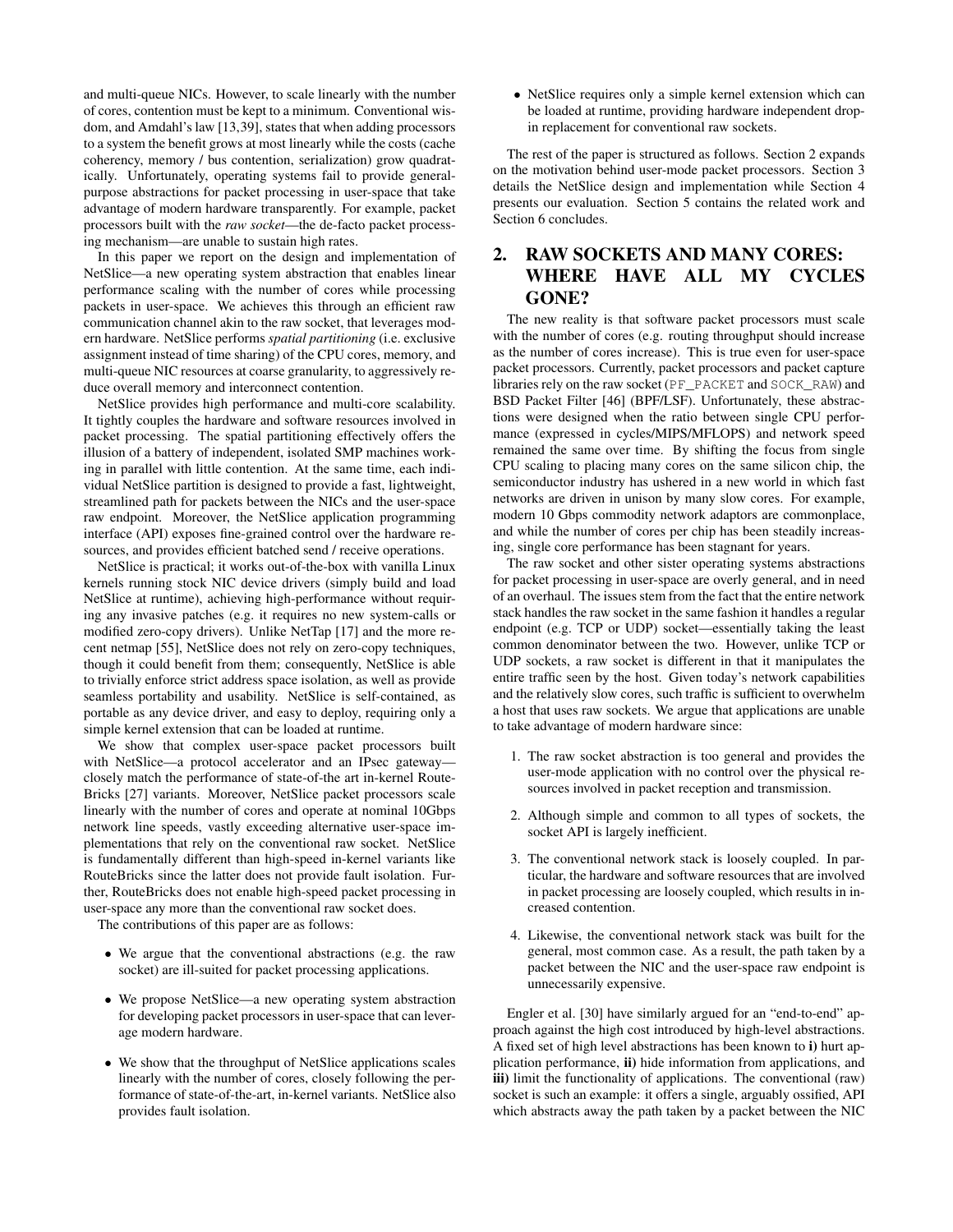and multi-queue NICs. However, to scale linearly with the number of cores, contention must be kept to a minimum. Conventional wisdom, and Amdahl's law [13,39], states that when adding processors to a system the benefit grows at most linearly while the costs (cache coherency, memory / bus contention, serialization) grow quadratically. Unfortunately, operating systems fail to provide general-purpose abstractions for packet processing in user-space that take advantage of modern hardware transparently. For example, packet processors built with the *raw socket*—the de-facto packet processing mechanism—are unable to sustain high rates.

In this paper we report on the design and implementation of NetSlice—a new operating system abstraction that enables linear performance scaling with the number of cores while processing packets in user-space. We achieves this through an efficient raw communication channel akin to the raw socket, that leverages modern hardware. NetSlice performs *spatial partitioning* (i.e. exclusive assignment instead of time sharing) of the CPU cores, memory, and multi-queue NIC resources at coarse granularity, to aggressively reduce overall memory and interconnect contention.

NetSlice provides high performance and multi-core scalability. It tightly couples the hardware and software resources involved in packet processing. The spatial partitioning effectively offers the illusion of a battery of independent, isolated SMP machines working in parallel with little contention. At the same time, each individual NetSlice partition is designed to provide a fast, lightweight, streamlined path for packets between the NICs and the user-space raw endpoint. Moreover, the NetSlice application programming interface (API) exposes fine-grained control over the hardware resources, and provides efficient batched send / receive operations.

NetSlice is practical; it works out-of-the-box with vanilla Linux kernels running stock NIC device drivers (simply build and load NetSlice at runtime), achieving high-performance without requiring any invasive patches (e.g. it requires no new system-calls or modified zero-copy drivers). Unlike NetTap [17] and the more recent netmap [55], NetSlice does not rely on zero-copy techniques, though it could benefit from them; consequently, NetSlice is able to trivially enforce strict address space isolation, as well as provide seamless portability and usability. NetSlice is self-contained, as portable as any device driver, and easy to deploy, requiring only a simple kernel extension that can be loaded at runtime.

We show that complex user-space packet processors built with NetSlice—a protocol accelerator and an IPsec gateway—closely match the performance of state-of-the art in-kernel RouteBricks [27] variants. Moreover, NetSlice packet processors scale linearly with the number of cores and operate at nominal 10Gbps network line speeds, vastly exceeding alternative user-space implementations that rely on the conventional raw socket. NetSlice is fundamentally different than high-speed in-kernel variants like RouteBricks since the latter does not provide fault isolation. Further, RouteBricks does not enable high-speed packet processing in user-space any more than the conventional raw socket does.

The contributions of this paper are as follows:

- We argue that the conventional abstractions (e.g. the raw socket) are ill-suited for packet processing applications.
- We propose NetSlice—a new operating system abstraction for developing packet processors in user-space that can leverage modern hardware.
- We show that the throughput of NetSlice applications scales linearly with the number of cores, closely following the performance of state-of-the-art, in-kernel variants. NetSlice also provides fault isolation.
- NetSlice requires only a simple kernel extension which can be loaded at runtime, providing hardware independent drop-in replacement for conventional raw sockets.

The rest of the paper is structured as follows. Section 2 expands on the motivation behind user-mode packet processors. Section 3 details the NetSlice design and implementation while Section 4 presents our evaluation. Section 5 contains the related work and Section 6 concludes.

## 2. RAW SOCKETS AND MANY CORES: WHERE HAVE ALL MY CYCLES GONE?

The new reality is that software packet processors must scale with the number of cores (e.g. routing throughput should increase as the number of cores increase). This is true even for user-space packet processors. Currently, packet processors and packet capture libraries rely on the raw socket (`PF_PACKET` and `SOCK_RAW`) and BSD Packet Filter [46] (BPF/LSF). Unfortunately, these abstractions were designed when the ratio between single CPU performance (expressed in cycles/MIPS/MFLOPS) and network speed remained the same over time. By shifting the focus from single CPU scaling to placing many cores on the same silicon chip, the semiconductor industry has ushered in a new world in which fast networks are driven in unison by many slow cores. For example, modern 10 Gbps commodity network adaptors are commonplace, and while the number of cores per chip has been steadily increasing, single core performance has been stagnant for years.

The raw socket and other sister operating systems abstractions for packet processing in user-space are overly general, and in need of an overhaul. The issues stem from the fact that the entire network stack handles the raw socket in the same fashion it handles a regular endpoint (e.g. TCP or UDP) socket—essentially taking the least common denominator between the two. However, unlike TCP or UDP sockets, a raw socket is different in that it manipulates the entire traffic seen by the host. Given today's network capabilities and the relatively slow cores, such traffic is sufficient to overwhelm a host that uses raw sockets. We argue that applications are unable to take advantage of modern hardware since:

1. The raw socket abstraction is too general and provides the user-mode application with no control over the physical resources involved in packet reception and transmission.
2. Although simple and common to all types of sockets, the socket API is largely inefficient.
3. The conventional network stack is loosely coupled. In particular, the hardware and software resources that are involved in packet processing are loosely coupled, which results in increased contention.
4. Likewise, the conventional network stack was built for the general, most common case. As a result, the path taken by a packet between the NIC and the user-space raw endpoint is unnecessarily expensive.

Engler et al. [30] have similarly argued for an "end-to-end" approach against the high cost introduced by high-level abstractions. A fixed set of high level abstractions has been known to **i)** hurt application performance, **ii)** hide information from applications, and **iii)** limit the functionality of applications. The conventional (raw) socket is such an example: it offers a single, arguably ossified, API which abstracts away the path taken by a packet between the NIC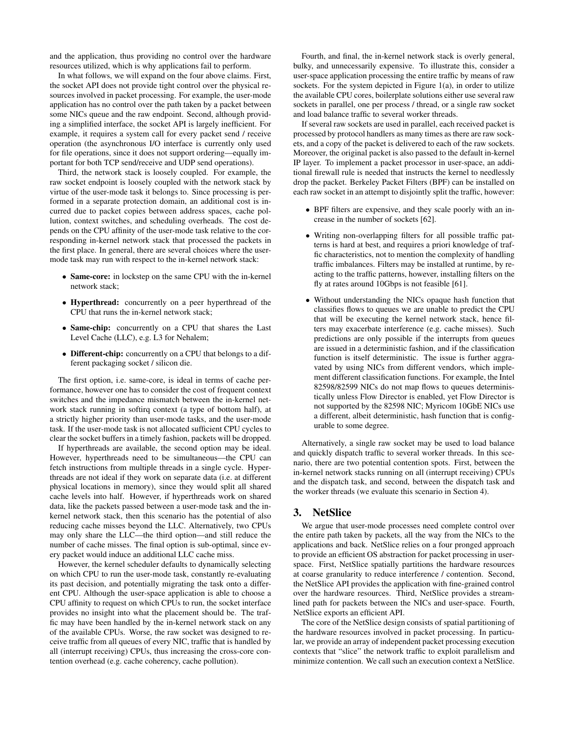and the application, thus providing no control over the hardware resources utilized, which is why applications fail to perform.

In what follows, we will expand on the four above claims. First, the socket API does not provide tight control over the physical resources involved in packet processing. For example, the user-mode application has no control over the path taken by a packet between some NICs queue and the raw endpoint. Second, although providing a simplified interface, the socket API is largely inefficient. For example, it requires a system call for every packet send / receive operation (the asynchronous I/O interface is currently only used for file operations, since it does not support ordering—equally important for both TCP send/receive and UDP send operations).

Third, the network stack is loosely coupled. For example, the raw socket endpoint is loosely coupled with the network stack by virtue of the user-mode task it belongs to. Since processing is performed in a separate protection domain, an additional cost is incurred due to packet copies between address spaces, cache pollution, context switches, and scheduling overheads. The cost depends on the CPU affinity of the user-mode task relative to the corresponding in-kernel network stack that processed the packets in the first place. In general, there are several choices where the user-mode task may run with respect to the in-kernel network stack:

- **Same-core:** in lockstep on the same CPU with the in-kernel network stack;
- **Hyperthread:** concurrently on a peer hyperthread of the CPU that runs the in-kernel network stack;
- **Same-chip:** concurrently on a CPU that shares the Last Level Cache (LLC), e.g. L3 for Nehalem;
- **Different-chip:** concurrently on a CPU that belongs to a different packaging socket / silicon die.

The first option, i.e. same-core, is ideal in terms of cache performance, however one has to consider the cost of frequent context switches and the impedance mismatch between the in-kernel network stack running in softirq context (a type of bottom half), at a strictly higher priority than user-mode tasks, and the user-mode task. If the user-mode task is not allocated sufficient CPU cycles to clear the socket buffers in a timely fashion, packets will be dropped.

If hyperthreads are available, the second option may be ideal. However, hyperthreads need to be simultaneous—the CPU can fetch instructions from multiple threads in a single cycle. Hyperthreads are not ideal if they work on separate data (i.e. at different physical locations in memory), since they would split all shared cache levels into half. However, if hyperthreads work on shared data, like the packets passed between a user-mode task and the in-kernel network stack, then this scenario has the potential of also reducing cache misses beyond the LLC. Alternatively, two CPUs may only share the LLC—the third option—and still reduce the number of cache misses. The final option is sub-optimal, since every packet would induce an additional LLC cache miss.

However, the kernel scheduler defaults to dynamically selecting on which CPU to run the user-mode task, constantly re-evaluating its past decision, and potentially migrating the task onto a different CPU. Although the user-space application is able to choose a CPU affinity to request on which CPUs to run, the socket interface provides no insight into what the placement should be. The traffic may have been handled by the in-kernel network stack on any of the available CPUs. Worse, the raw socket was designed to receive traffic from all queues of every NIC, traffic that is handled by all (interrupt receiving) CPUs, thus increasing the cross-core contention overhead (e.g. cache coherency, cache pollution).

Fourth, and final, the in-kernel network stack is overly general, bulky, and unnecessarily expensive. To illustrate this, consider a user-space application processing the entire traffic by means of raw sockets. For the system depicted in Figure 1(a), in order to utilize the available CPU cores, boilerplate solutions either use several raw sockets in parallel, one per process / thread, or a single raw socket and load balance traffic to several worker threads.

If several raw sockets are used in parallel, each received packet is processed by protocol handlers as many times as there are raw sockets, and a copy of the packet is delivered to each of the raw sockets. Moreover, the original packet is also passed to the default in-kernel IP layer. To implement a packet processor in user-space, an additional firewall rule is needed that instructs the kernel to needlessly drop the packet. Berkeley Packet Filters (BPF) can be installed on each raw socket in an attempt to disjointly split the traffic, however:

- BPF filters are expensive, and they scale poorly with an increase in the number of sockets [62].
- Writing non-overlapping filters for all possible traffic patterns is hard at best, and requires a priori knowledge of traffic characteristics, not to mention the complexity of handling traffic imbalances. Filters may be installed at runtime, by reacting to the traffic patterns, however, installing filters on the fly at rates around 10Gbps is not feasible [61].
- Without understanding the NICs opaque hash function that classifies flows to queues we are unable to predict the CPU that will be executing the kernel network stack, hence filters may exacerbate interference (e.g. cache misses). Such predictions are only possible if the interrupts from queues are issued in a deterministic fashion, and if the classification function is itself deterministic. The issue is further aggravated by using NICs from different vendors, which implement different classification functions. For example, the Intel 82598/82599 NICs do not map flows to queues deterministically unless Flow Director is enabled, yet Flow Director is not supported by the 82598 NIC; Myricom 10GbE NICs use a different, albeit deterministic, hash function that is configurable to some degree.

Alternatively, a single raw socket may be used to load balance and quickly dispatch traffic to several worker threads. In this scenario, there are two potential contention spots. First, between the in-kernel network stacks running on all (interrupt receiving) CPUs and the dispatch task, and second, between the dispatch task and the worker threads (we evaluate this scenario in Section 4).

## 3. NetSlice

We argue that user-mode processes need complete control over the entire path taken by packets, all the way from the NICs to the applications and back. NetSlice relies on a four pronged approach to provide an efficient OS abstraction for packet processing in user-space. First, NetSlice spatially partitions the hardware resources at coarse granularity to reduce interference / contention. Second, the NetSlice API provides the application with fine-grained control over the hardware resources. Third, NetSlice provides a streamlined path for packets between the NICs and user-space. Fourth, NetSlice exports an efficient API.

The core of the NetSlice design consists of spatial partitioning of the hardware resources involved in packet processing. In particular, we provide an array of independent packet processing execution contexts that "slice" the network traffic to exploit parallelism and minimize contention. We call such an execution context a NetSlice.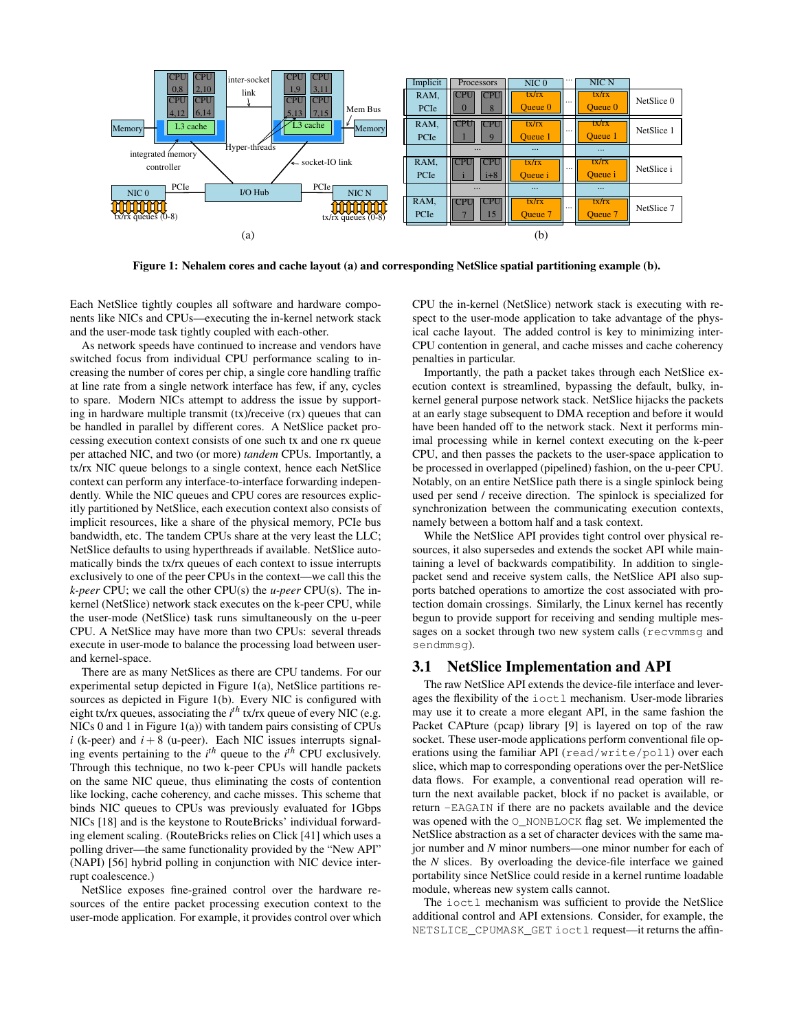Figure 1: Nehalem cores and cache layout (a) and corresponding NetSlice spatial partitioning example (b).

Each NetSlice tightly couples all software and hardware components like NICs and CPUs—executing the in-kernel network stack and the user-mode task tightly coupled with each-other.

As network speeds have continued to increase and vendors have switched focus from individual CPU performance scaling to increasing the number of cores per chip, a single core handling traffic at line rate from a single network interface has few, if any, cycles to spare. Modern NICs attempt to address the issue by supporting in hardware multiple transmit (tx)/receive (rx) queues that can be handled in parallel by different cores. A NetSlice packet processing execution context consists of one such tx and one rx queue per attached NIC, and two (or more) *tandem* CPUs. Importantly, a tx/rx NIC queue belongs to a single context, hence each NetSlice context can perform any interface-to-interface forwarding independently. While the NIC queues and CPU cores are resources explicitly partitioned by NetSlice, each execution context also consists of implicit resources, like a share of the physical memory, PCIe bus bandwidth, etc. The tandem CPUs share at the very least the LLC; NetSlice defaults to using hyperthreads if available. NetSlice automatically binds the tx/rx queues of each context to issue interrupts exclusively to one of the peer CPUs in the context—we call this the *k-peer* CPU; we call the other CPU(s) the *u-peer* CPU(s). The in-kernel (NetSlice) network stack executes on the k-peer CPU, while the user-mode (NetSlice) task runs simultaneously on the u-peer CPU. A NetSlice may have more than two CPUs: several threads execute in user-mode to balance the processing load between user- and kernel-space.

There are as many NetSlices as there are CPU tandems. For our experimental setup depicted in Figure 1(a), NetSlice partitions resources as depicted in Figure 1(b). Every NIC is configured with eight tx/rx queues, associating the $i^{th}$ tx/rx queue of every NIC (e.g. NICs 0 and 1 in Figure 1(a)) with tandem pairs consisting of CPUs $i$ (k-peer) and $i+8$ (u-peer). Each NIC issues interrupts signaling events pertaining to the $i^{th}$ queue to the $i^{th}$ CPU exclusively. Through this technique, no two k-peer CPUs will handle packets on the same NIC queue, thus eliminating the costs of contention like locking, cache coherency, and cache misses. This scheme that binds NIC queues to CPUs was previously evaluated for 1Gbps NICs [18] and is the keystone to RouteBricks' individual forwarding element scaling. (RouteBricks relies on Click [41] which uses a polling driver—the same functionality provided by the "New API" (NAPI) [56] hybrid polling in conjunction with NIC device interrupt coalescence.)

NetSlice exposes fine-grained control over the hardware resources of the entire packet processing execution context to the user-mode application. For example, it provides control over which CPU the in-kernel (NetSlice) network stack is executing with respect to the user-mode application to take advantage of the physical cache layout. The added control is key to minimizing inter-CPU contention in general, and cache misses and cache coherency penalties in particular.

Importantly, the path a packet takes through each NetSlice execution context is streamlined, bypassing the default, bulky, in-kernel general purpose network stack. NetSlice hijacks the packets at an early stage subsequent to DMA reception and before it would have been handed off to the network stack. Next it performs minimal processing while in kernel context executing on the k-peer CPU, and then passes the packets to the user-space application to be processed in overlapped (pipelined) fashion, on the u-peer CPU. Notably, on an entire NetSlice path there is a single spinlock being used per send / receive direction. The spinlock is specialized for synchronization between the communicating execution contexts, namely between a bottom half and a task context.

While the NetSlice API provides tight control over physical resources, it also supersedes and extends the socket API while maintaining a level of backwards compatibility. In addition to single-packet send and receive system calls, the NetSlice API also supports batched operations to amortize the cost associated with protection domain crossings. Similarly, the Linux kernel has recently begun to provide support for receiving and sending multiple messages on a socket through two new system calls (`recvmmsg` and `sendmmsg`).

## 3.1 NetSlice Implementation and API

The raw NetSlice API extends the device-file interface and leverages the flexibility of the `ioctl` mechanism. User-mode libraries may use it to create a more elegant API, in the same fashion the Packet CAPture (pcap) library [9] is layered on top of the raw socket. These user-mode applications perform conventional file operations using the familiar API (`read/write/poll`) over each slice, which map to corresponding operations over the per-NetSlice data flows. For example, a conventional read operation will return the next available packet, block if no packet is available, or return `-EAGAIN` if there are no packets available and the device was opened with the `O_NONBLOCK` flag set. We implemented the NetSlice abstraction as a set of character devices with the same major number and $N$ minor numbers—one minor number for each of the $N$ slices. By overloading the device-file interface we gained portability since NetSlice could reside in a kernel runtime loadable module, whereas new system calls cannot.

The `ioctl` mechanism was sufficient to provide the NetSlice additional control and API extensions. Consider, for example, the `NETSLICE_CPUMASK_GET` `ioctl` request—it returns the affin-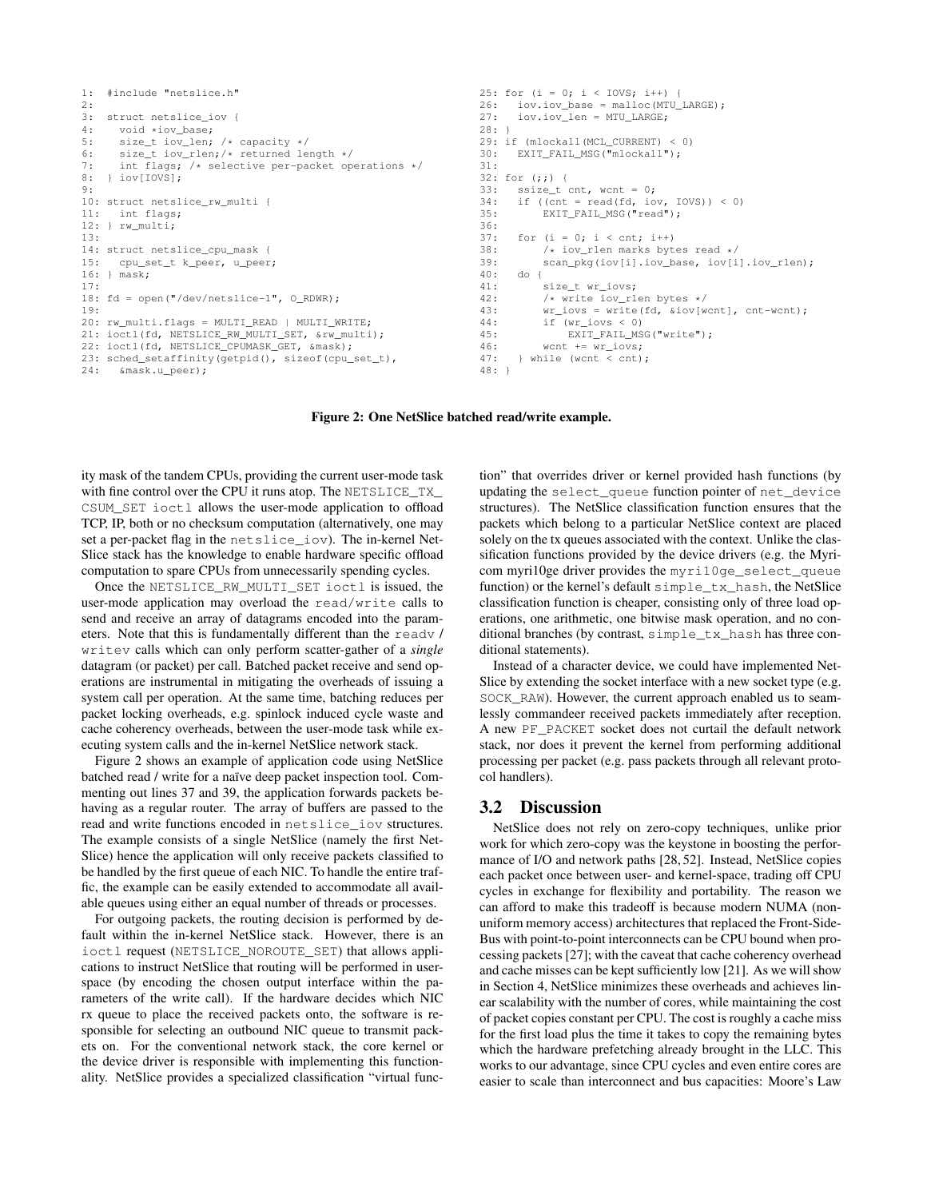```
1:  #include "netslice.h"
2:
3:  struct netslice_iov {
4:    void *iov_base;
5:    size_t iov_len; /* capacity */
6:    size_t iov_rlen;/* returned length */
7:    int flags; /* selective per-packet operations */
8:  } iov[IOVS];
9:
10: struct netslice_rw_multi {
11:   int flags;
12: } rw_multi;
13:
14: struct netslice_cpu_mask {
15:   cpu_set_t k_peer, u_peer;
16: } mask;
17:
18: fd = open("/dev/netslice-1", O_RDWR);
19:
20: rw_multi.flags = MULTI_READ | MULTI_WRITE;
21: ioctl(fd, NETSLICE_RW_MULTI_SET, &rw_multi);
22: ioctl(fd, NETSLICE_CPUMASK_GET, &mask);
23: sched_setaffinity(getpid(), sizeof(cpu_set_t),
24:   &mask.u_peer);
25: for (i = 0; i < IOVS; i++) {
26:   iov.iov_base = malloc(MTU_LARGE);
27:   iov.iov_len = MTU_LARGE;
28: }
29: if (mlockall(MCL_CURRENT) < 0)
30:   EXIT_FAIL_MSG("mlockall");
31:
32: for (;;) {
33:   ssize_t cnt, wcnt = 0;
34:   if ((cnt = read(fd, iov, IOVS)) < 0)
35:       EXIT_FAIL_MSG("read");
36:
37:   for (i = 0; i < cnt; i++)
38:       /* iov_rlen marks bytes read */
39:       scan_pkg(iov[i].iov_base, iov[i].iov_rlen);
40:   do {
41:       size_t wr_iovs;
42:       /* write iov_rlen bytes */
43:       wr_iovs = write(fd, &iov[wcnt], cnt-wcnt);
44:       if (wr_iovs < 0)
45:           EXIT_FAIL_MSG("write");
46:       wcnt += wr_iovs;
47:   } while (wcnt < cnt);
48: }
```

**Figure 2: One NetSlice batched read/write example.**

ity mask of the tandem CPUs, providing the current user-mode task with fine control over the CPU it runs atop. The NETSLICE_TX_CSUM_SET ioctl allows the user-mode application to offload TCP, IP, both or no checksum computation (alternatively, one may set a per-packet flag in the netslice_iov). The in-kernel NetSlice stack has the knowledge to enable hardware specific offload computation to spare CPUs from unnecessarily spending cycles.

Once the NETSLICE_RW_MULTI_SET ioctl is issued, the user-mode application may overload the read/write calls to send and receive an array of datagrams encoded into the parameters. Note that this is fundamentally different than the readv / writev calls which can only perform scatter-gather of a *single* datagram (or packet) per call. Batched packet receive and send operations are instrumental in mitigating the overheads of issuing a system call per operation. At the same time, batching reduces per packet locking overheads, e.g. spinlock induced cycle waste and cache coherency overheads, between the user-mode task while executing system calls and the in-kernel NetSlice network stack.

Figure 2 shows an example of application code using NetSlice batched read / write for a naïve deep packet inspection tool. Commenting out lines 37 and 39, the application forwards packets behaving as a regular router. The array of buffers are passed to the read and write functions encoded in netslice_iov structures. The example consists of a single NetSlice (namely the first NetSlice) hence the application will only receive packets classified to be handled by the first queue of each NIC. To handle the entire traffic, the example can be easily extended to accommodate all available queues using either an equal number of threads or processes.

For outgoing packets, the routing decision is performed by default within the in-kernel NetSlice stack. However, there is an ioctl request (NETSLICE_NOROUTE_SET) that allows applications to instruct NetSlice that routing will be performed in userspace (by encoding the chosen output interface within the parameters of the write call). If the hardware decides which NIC rx queue to place the received packets onto, the software is responsible for selecting an outbound NIC queue to transmit packets on. For the conventional network stack, the core kernel or the device driver is responsible with implementing this functionality. NetSlice provides a specialized classification "virtual function" that overrides driver or kernel provided hash functions (by updating the select_queue function pointer of net_device structures). The NetSlice classification function ensures that the packets which belong to a particular NetSlice context are placed solely on the tx queues associated with the context. Unlike the classification functions provided by the device drivers (e.g. the Myricom myri10ge driver provides the myri10ge_select_queue function) or the kernel's default simple_tx_hash, the NetSlice classification function is cheaper, consisting only of three load operations, one arithmetic, one bitwise mask operation, and no conditional branches (by contrast, simple_tx_hash has three conditional statements).

Instead of a character device, we could have implemented NetSlice by extending the socket interface with a new socket type (e.g. SOCK_RAW). However, the current approach enabled us to seamlessly commandeer received packets immediately after reception. A new PF_PACKET socket does not curtail the default network stack, nor does it prevent the kernel from performing additional processing per packet (e.g. pass packets through all relevant protocol handlers).

## 3.2 Discussion

NetSlice does not rely on zero-copy techniques, unlike prior work for which zero-copy was the keystone in boosting the performance of I/O and network paths [28, 52]. Instead, NetSlice copies each packet once between user- and kernel-space, trading off CPU cycles in exchange for flexibility and portability. The reason we can afford to make this tradeoff is because modern NUMA (non-uniform memory access) architectures that replaced the Front-Side-Bus with point-to-point interconnects can be CPU bound when processing packets [27]; with the caveat that cache coherency overhead and cache misses can be kept sufficiently low [21]. As we will show in Section 4, NetSlice minimizes these overheads and achieves linear scalability with the number of cores, while maintaining the cost of packet copies constant per CPU. The cost is roughly a cache miss for the first load plus the time it takes to copy the remaining bytes which the hardware prefetching already brought in the LLC. This works to our advantage, since CPU cycles and even entire cores are easier to scale than interconnect and bus capacities: Moore's Law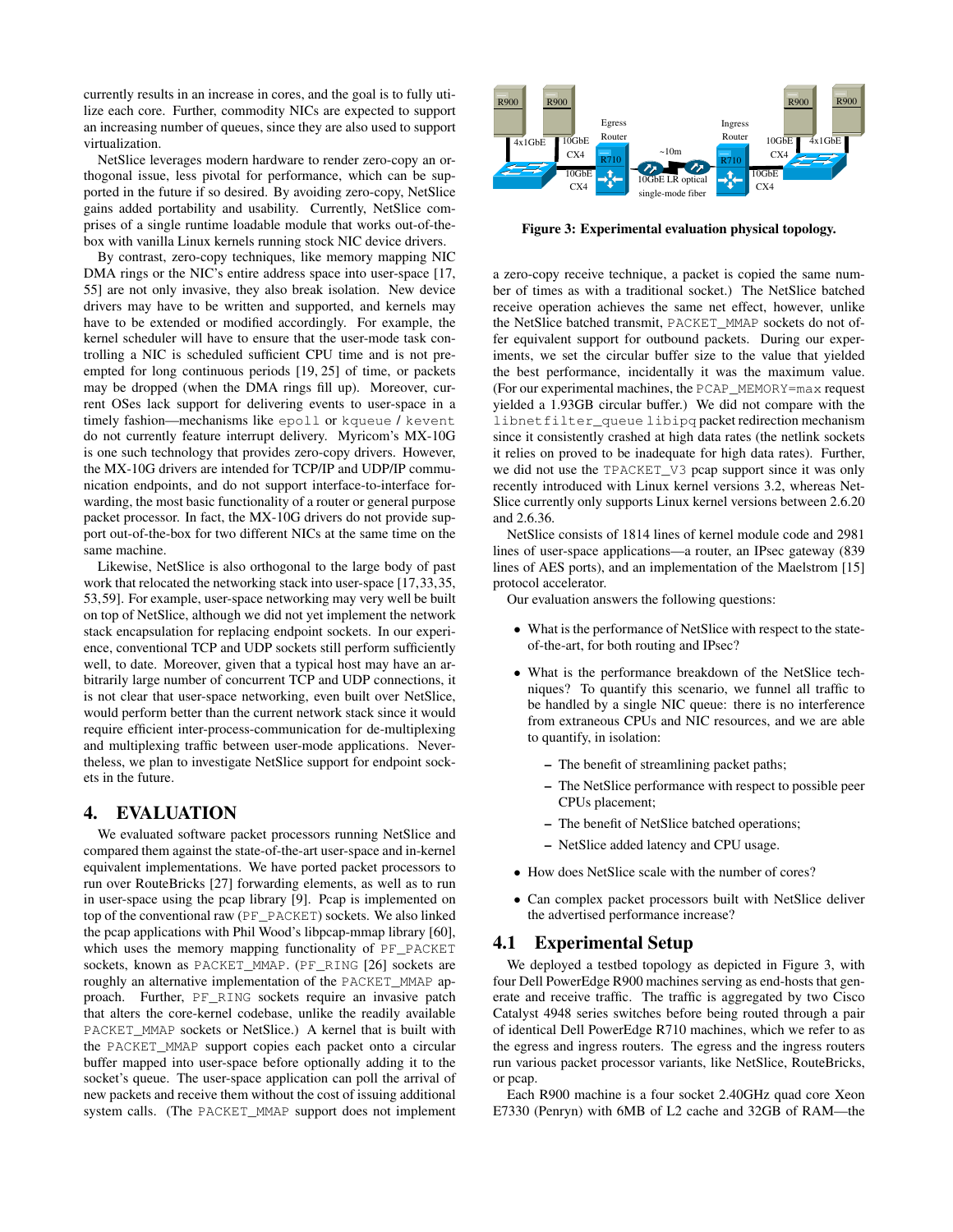currently results in an increase in cores, and the goal is to fully utilize each core. Further, commodity NICs are expected to support an increasing number of queues, since they are also used to support virtualization.

NetSlice leverages modern hardware to render zero-copy an orthogonal issue, less pivotal for performance, which can be supported in the future if so desired. By avoiding zero-copy, NetSlice gains added portability and usability. Currently, NetSlice comprises of a single runtime loadable module that works out-of-the-box with vanilla Linux kernels running stock NIC device drivers.

By contrast, zero-copy techniques, like memory mapping NIC DMA rings or the NIC's entire address space into user-space [17, 55] are not only invasive, they also break isolation. New device drivers may have to be written and supported, and kernels may have to be extended or modified accordingly. For example, the kernel scheduler will have to ensure that the user-mode task controlling a NIC is scheduled sufficient CPU time and is not preempted for long continuous periods [19, 25] of time, or packets may be dropped (when the DMA rings fill up). Moreover, current OSes lack support for delivering events to user-space in a timely fashion—mechanisms like `epoll` or `kqueue` / `kevent` do not currently feature interrupt delivery. Myricom's MX-10G is one such technology that provides zero-copy drivers. However, the MX-10G drivers are intended for TCP/IP and UDP/IP communication endpoints, and do not support interface-to-interface forwarding, the most basic functionality of a router or general purpose packet processor. In fact, the MX-10G drivers do not provide support out-of-the-box for two different NICs at the same time on the same machine.

Likewise, NetSlice is also orthogonal to the large body of past work that relocated the networking stack into user-space [17,33,35, 53,59]. For example, user-space networking may very well be built on top of NetSlice, although we did not yet implement the network stack encapsulation for replacing endpoint sockets. In our experience, conventional TCP and UDP sockets still perform sufficiently well, to date. Moreover, given that a typical host may have an arbitrarily large number of concurrent TCP and UDP connections, it is not clear that user-space networking, even built over NetSlice, would perform better than the current network stack since it would require efficient inter-process-communication for de-multiplexing and multiplexing traffic between user-mode applications. Nevertheless, we plan to investigate NetSlice support for endpoint sockets in the future.

## 4. EVALUATION

We evaluated software packet processors running NetSlice and compared them against the state-of-the-art user-space and in-kernel equivalent implementations. We have ported packet processors to run over RouteBricks [27] forwarding elements, as well as to run in user-space using the pcap library [9]. Pcap is implemented on top of the conventional raw (`PF_PACKET`) sockets. We also linked the pcap applications with Phil Wood's libpcap-mmap library [60], which uses the memory mapping functionality of `PF_PACKET` sockets, known as `PACKET_MMAP`. (`PF_RING` [26] sockets are roughly an alternative implementation of the `PACKET_MMAP` approach. Further, `PF_RING` sockets require an invasive patch that alters the core-kernel codebase, unlike the readily available `PACKET_MMAP` sockets or NetSlice.) A kernel that is built with the `PACKET_MMAP` support copies each packet onto a circular buffer mapped into user-space before optionally adding it to the socket's queue. The user-space application can poll the arrival of new packets and receive them without the cost of issuing additional system calls. (The `PACKET_MMAP` support does not implement a zero-copy receive technique, a packet is copied the same number of times as with a traditional socket.) The NetSlice batched receive operation achieves the same net effect, however, unlike the NetSlice batched transmit, `PACKET_MMAP` sockets do not offer equivalent support for outbound packets. During our experiments, we set the circular buffer size to the value that yielded the best performance, incidentally it was the maximum value. (For our experimental machines, the `PCAP_MEMORY=max` request yielded a 1.93GB circular buffer.) We did not compare with the `libnetfilter_queue libipq` packet redirection mechanism since it consistently crashed at high data rates (the netlink sockets it relies on proved to be inadequate for high data rates). Further, we did not use the `TPACKET_V3` pcap support since it was only recently introduced with Linux kernel versions 3.2, whereas NetSlice currently only supports Linux kernel versions between 2.6.20 and 2.6.36.

Figure 3: Experimental evaluation physical topology.

NetSlice consists of 1814 lines of kernel module code and 2981 lines of user-space applications—a router, an IPsec gateway (839 lines of AES ports), and an implementation of the Maelstrom [15] protocol accelerator.

Our evaluation answers the following questions:

- What is the performance of NetSlice with respect to the state-of-the-art, for both routing and IPsec?
- What is the performance breakdown of the NetSlice techniques? To quantify this scenario, we funnel all traffic to be handled by a single NIC queue: there is no interference from extraneous CPUs and NIC resources, and we are able to quantify, in isolation:
  - The benefit of streamlining packet paths;
  - The NetSlice performance with respect to possible peer CPUs placement;
  - The benefit of NetSlice batched operations;
  - NetSlice added latency and CPU usage.
- How does NetSlice scale with the number of cores?
- Can complex packet processors built with NetSlice deliver the advertised performance increase?

### 4.1 Experimental Setup

We deployed a testbed topology as depicted in Figure 3, with four Dell PowerEdge R900 machines serving as end-hosts that generate and receive traffic. The traffic is aggregated by two Cisco Catalyst 4948 series switches before being routed through a pair of identical Dell PowerEdge R710 machines, which we refer to as the egress and ingress routers. The egress and the ingress routers run various packet processor variants, like NetSlice, RouteBricks, or pcap.

Each R900 machine is a four socket 2.40GHz quad core Xeon E7330 (Penryn) with 6MB of L2 cache and 32GB of RAM—the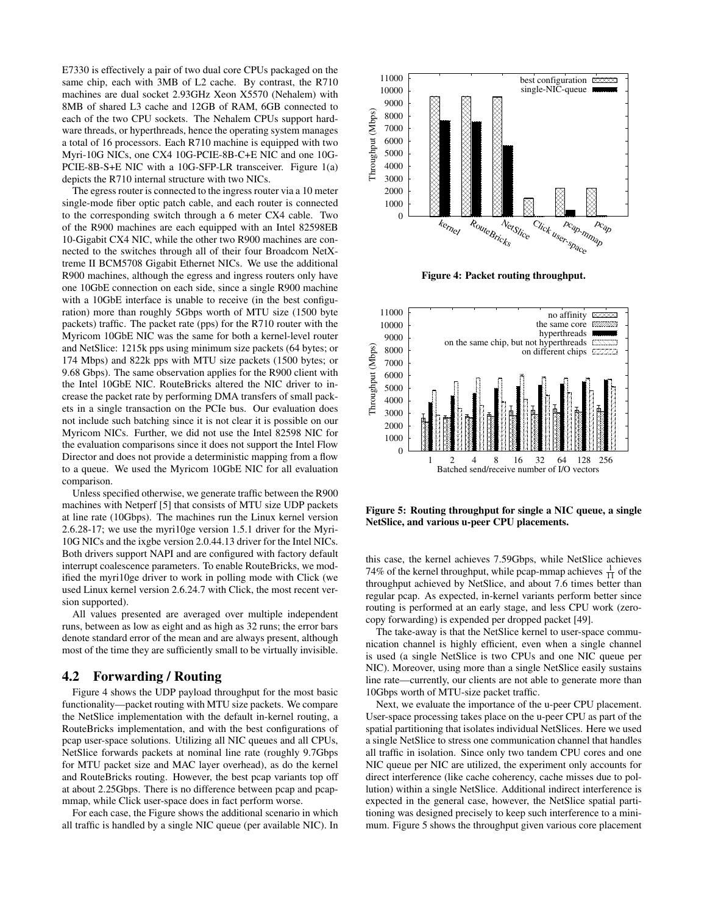E7330 is effectively a pair of two dual core CPUs packaged on the same chip, each with 3MB of L2 cache. By contrast, the R710 machines are dual socket 2.93GHz Xeon X5570 (Nehalem) with 8MB of shared L3 cache and 12GB of RAM, 6GB connected to each of the two CPU sockets. The Nehalem CPUs support hardware threads, or hyperthreads, hence the operating system manages a total of 16 processors. Each R710 machine is equipped with two Myri-10G NICs, one CX4 10G-PCIE-8B-C+E NIC and one 10G-PCIE-8B-S+E NIC with a 10G-SFP-LR transceiver. Figure 1(a) depicts the R710 internal structure with two NICs.

The egress router is connected to the ingress router via a 10 meter single-mode fiber optic patch cable, and each router is connected to the corresponding switch through a 6 meter CX4 cable. Two of the R900 machines are each equipped with an Intel 82598EB 10-Gigabit CX4 NIC, while the other two R900 machines are connected to the switches through all of their four Broadcom NetXtreme II BCM5708 Gigabit Ethernet NICs. We use the additional R900 machines, although the egress and ingress routers only have one 10GbE connection on each side, since a single R900 machine with a 10GbE interface is unable to receive (in the best configuration) more than roughly 5Gbps worth of MTU size (1500 byte packets) traffic. The packet rate (pps) for the R710 router with the Myricom 10GbE NIC was the same for both a kernel-level router and NetSlice: 1215k pps using minimum size packets (64 bytes; or 174 Mbps) and 822k pps with MTU size packets (1500 bytes; or 9.68 Gbps). The same observation applies for the R900 client with the Intel 10GbE NIC. RouteBricks altered the NIC driver to increase the packet rate by performing DMA transfers of small packets in a single transaction on the PCIe bus. Our evaluation does not include such batching since it is not clear it is possible on our Myricom NICs. Further, we did not use the Intel 82598 NIC for the evaluation comparisons since it does not support the Intel Flow Director and does not provide a deterministic mapping from a flow to a queue. We used the Myricom 10GbE NIC for all evaluation comparison.

Unless specified otherwise, we generate traffic between the R900 machines with Netperf [5] that consists of MTU size UDP packets at line rate (10Gbps). The machines run the Linux kernel version 2.6.28-17; we use the myri10ge version 1.5.1 driver for the Myri-10G NICs and the ixgbe version 2.0.44.13 driver for the Intel NICs. Both drivers support NAPI and are configured with factory default interrupt coalescence parameters. To enable RouteBricks, we modified the myri10ge driver to work in polling mode with Click (we used Linux kernel version 2.6.24.7 with Click, the most recent version supported).

All values presented are averaged over multiple independent runs, between as low as eight and as high as 32 runs; the error bars denote standard error of the mean and are always present, although most of the time they are sufficiently small to be virtually invisible.

## 4.2 Forwarding / Routing

Figure 4 shows the UDP payload throughput for the most basic functionality—packet routing with MTU size packets. We compare the NetSlice implementation with the default in-kernel routing, a RouteBricks implementation, and with the best configurations of pcap user-space solutions. Utilizing all NIC queues and all CPUs, NetSlice forwards packets at nominal line rate (roughly 9.7Gbps for MTU packet size and MAC layer overhead), as do the kernel and RouteBricks routing. However, the best pcap variants top off at about 2.25Gbps. There is no difference between pcap and pcap-mmap, while Click user-space does in fact perform worse.

For each case, the Figure shows the additional scenario in which all traffic is handled by a single NIC queue (per available NIC). In this case, the kernel achieves 7.59Gbps, while NetSlice achieves 74% of the kernel throughput, while pcap-mmap achieves $\frac{1}{11}$ of the throughput achieved by NetSlice, and about 7.6 times better than regular pcap. As expected, in-kernel variants perform better since routing is performed at an early stage, and less CPU work (zero-copy forwarding) is expended per dropped packet [49].

**Figure 4: Packet routing throughput.**

**Figure 5: Routing throughput for single a NIC queue, a single NetSlice, and various u-peer CPU placements.**

The take-away is that the NetSlice kernel to user-space communication channel is highly efficient, even when a single channel is used (a single NetSlice is two CPUs and one NIC queue per NIC). Moreover, using more than a single NetSlice easily sustains line rate—currently, our clients are not able to generate more than 10Gbps worth of MTU-size packet traffic.

Next, we evaluate the importance of the u-peer CPU placement. User-space processing takes place on the u-peer CPU as part of the spatial partitioning that isolates individual NetSlices. Here we used a single NetSlice to stress one communication channel that handles all traffic in isolation. Since only two tandem CPU cores and one NIC queue per NIC are utilized, the experiment only accounts for direct interference (like cache coherency, cache misses due to pollution) within a single NetSlice. Additional indirect interference is expected in the general case, however, the NetSlice spatial partitioning was designed precisely to keep such interference to a minimum. Figure 5 shows the throughput given various core placement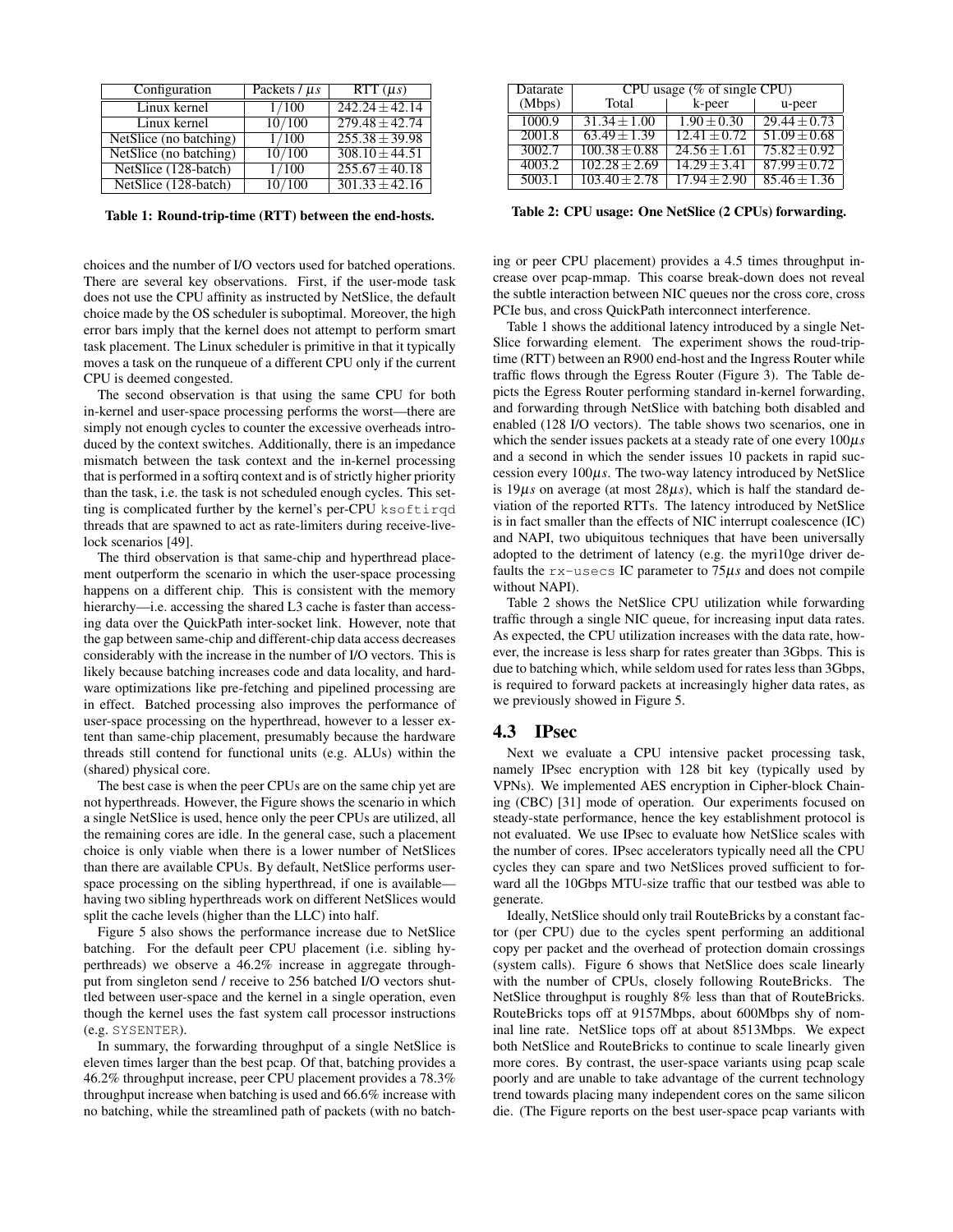| Configuration | Packets / $\mu s$ | RTT ($\mu s$) |
|---|---|---|
| Linux kernel | 1/100 | $242.24 \pm 42.14$ |
| Linux kernel | 10/100 | $279.48 \pm 42.74$ |
| NetSlice (no batching) | 1/100 | $255.38 \pm 39.98$ |
| NetSlice (no batching) | 10/100 | $308.10 \pm 44.51$ |
| NetSlice (128-batch) | 1/100 | $255.67 \pm 40.18$ |
| NetSlice (128-batch) | 10/100 | $301.33 \pm 42.16$ |

**Table 1: Round-trip-time (RTT) between the end-hosts.**

| Datarate | CPU usage (% of single CPU) | | |
|---|---|---|---|
| (Mbps) | Total | k-peer | u-peer |
| 1000.9 | $31.34 \pm 1.00$ | $1.90 \pm 0.30$ | $29.44 \pm 0.73$ |
| 2001.8 | $63.49 \pm 1.39$ | $12.41 \pm 0.72$ | $51.09 \pm 0.68$ |
| 3002.7 | $100.38 \pm 0.88$ | $24.56 \pm 1.61$ | $75.82 \pm 0.92$ |
| 4003.2 | $102.28 \pm 2.69$ | $14.29 \pm 3.41$ | $87.99 \pm 0.72$ |
| 5003.1 | $103.40 \pm 2.78$ | $17.94 \pm 2.90$ | $85.46 \pm 1.36$ |

**Table 2: CPU usage: One NetSlice (2 CPUs) forwarding.**

choices and the number of I/O vectors used for batched operations. There are several key observations. First, if the user-mode task does not use the CPU affinity as instructed by NetSlice, the default choice made by the OS scheduler is suboptimal. Moreover, the high error bars imply that the kernel does not attempt to perform smart task placement. The Linux scheduler is primitive in that it typically moves a task on the runqueue of a different CPU only if the current CPU is deemed congested.

The second observation is that using the same CPU for both in-kernel and user-space processing performs the worst—there are simply not enough cycles to counter the excessive overheads introduced by the context switches. Additionally, there is an impedance mismatch between the task context and the in-kernel processing that is performed in a softirq context and is of strictly higher priority than the task, i.e. the task is not scheduled enough cycles. This setting is complicated further by the kernel's per-CPU `ksoftirqd` threads that are spawned to act as rate-limiters during receive-livelock scenarios [49].

The third observation is that same-chip and hyperthread placement outperform the scenario in which the user-space processing happens on a different chip. This is consistent with the memory hierarchy—i.e. accessing the shared L3 cache is faster than accessing data over the QuickPath inter-socket link. However, note that the gap between same-chip and different-chip data access decreases considerably with the increase in the number of I/O vectors. This is likely because batching increases code and data locality, and hardware optimizations like pre-fetching and pipelined processing are in effect. Batched processing also improves the performance of user-space processing on the hyperthread, however to a lesser extent than same-chip placement, presumably because the hardware threads still contend for functional units (e.g. ALUs) within the (shared) physical core.

The best case is when the peer CPUs are on the same chip yet are not hyperthreads. However, the Figure shows the scenario in which a single NetSlice is used, hence only the peer CPUs are utilized, all the remaining cores are idle. In the general case, such a placement choice is only viable when there is a lower number of NetSlices than there are available CPUs. By default, NetSlice performs user-space processing on the sibling hyperthread, if one is available—having two sibling hyperthreads work on different NetSlices would split the cache levels (higher than the LLC) into half.

Figure 5 also shows the performance increase due to NetSlice batching. For the default peer CPU placement (i.e. sibling hyperthreads) we observe a 46.2% increase in aggregate throughput from singleton send / receive to 256 batched I/O vectors shuttled between user-space and the kernel in a single operation, even though the kernel uses the fast system call processor instructions (e.g. `SYSENTER`).

In summary, the forwarding throughput of a single NetSlice is eleven times larger than the best pcap. Of that, batching provides a 46.2% throughput increase, peer CPU placement provides a 78.3% throughput increase when batching is used and 66.6% increase with no batching, while the streamlined path of packets (with no batching or peer CPU placement) provides a 4.5 times throughput increase over pcap-mmap. This coarse break-down does not reveal the subtle interaction between NIC queues nor the cross core, cross PCIe bus, and cross QuickPath interconnect interference.

Table 1 shows the additional latency introduced by a single NetSlice forwarding element. The experiment shows the roud-trip-time (RTT) between an R900 end-host and the Ingress Router while traffic flows through the Egress Router (Figure 3). The Table depicts the Egress Router performing standard in-kernel forwarding, and forwarding through NetSlice with batching both disabled and enabled (128 I/O vectors). The table shows two scenarios, one in which the sender issues packets at a steady rate of one every $100\mu s$ and a second in which the sender issues 10 packets in rapid succession every $100\mu s$. The two-way latency introduced by NetSlice is $19\mu s$ on average (at most $28\mu s$), which is half the standard deviation of the reported RTTs. The latency introduced by NetSlice is in fact smaller than the effects of NIC interrupt coalescence (IC) and NAPI, two ubiquitous techniques that have been universally adopted to the detriment of latency (e.g. the myri10ge driver defaults the `rx-usecs` IC parameter to $75\mu s$ and does not compile without NAPI).

Table 2 shows the NetSlice CPU utilization while forwarding traffic through a single NIC queue, for increasing input data rates. As expected, the CPU utilization increases with the data rate, however, the increase is less sharp for rates greater than 3Gbps. This is due to batching which, while seldom used for rates less than 3Gbps, is required to forward packets at increasingly higher data rates, as we previously showed in Figure 5.

## 4.3 IPsec

Next we evaluate a CPU intensive packet processing task, namely IPsec encryption with 128 bit key (typically used by VPNs). We implemented AES encryption in Cipher-block Chaining (CBC) [31] mode of operation. Our experiments focused on steady-state performance, hence the key establishment protocol is not evaluated. We use IPsec to evaluate how NetSlice scales with the number of cores. IPsec accelerators typically need all the CPU cycles they can spare and two NetSlices proved sufficient to forward all the 10Gbps MTU-size traffic that our testbed was able to generate.

Ideally, NetSlice should only trail RouteBricks by a constant factor (per CPU) due to the cycles spent performing an additional copy per packet and the overhead of protection domain crossings (system calls). Figure 6 shows that NetSlice does scale linearly with the number of CPUs, closely following RouteBricks. The NetSlice throughput is roughly 8% less than that of RouteBricks. RouteBricks tops off at 9157Mbps, about 600Mbps shy of nominal line rate. NetSlice tops off at about 8513Mbps. We expect both NetSlice and RouteBricks to continue to scale linearly given more cores. By contrast, the user-space variants using pcap scale poorly and are unable to take advantage of the current technology trend towards placing many independent cores on the same silicon die. (The Figure reports on the best user-space pcap variants with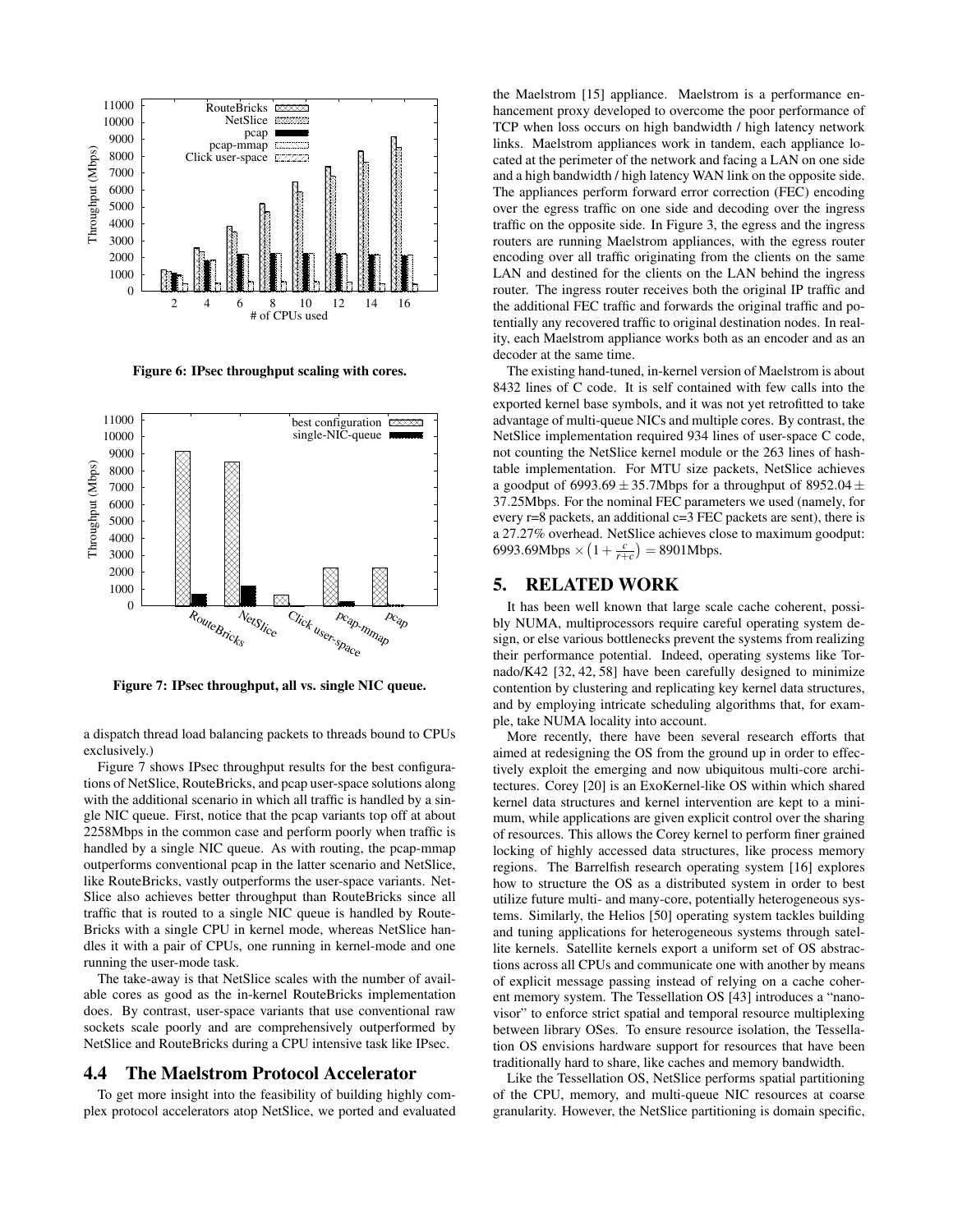11000
10000
9000
8000
7000
6000
5000
4000
3000
2000
1000
0

Throughput (Mbps)

RouteBricks
NetSlice
pcap
pcap-mmap
Click user-space

2 4 6 8 10 12 14 16

# of CPUs used

**Figure 6: IPsec throughput scaling with cores.**

11000
10000
9000
8000
7000
6000
5000
4000
3000
2000
1000
0

Throughput (Mbps)

best configuration
single-NIC-queue

RouteBricks NetSlice Click user-space pcap-mmap pcap

**Figure 7: IPsec throughput, all vs. single NIC queue.**

a dispatch thread load balancing packets to threads bound to CPUs exclusively.)

Figure 7 shows IPsec throughput results for the best configurations of NetSlice, RouteBricks, and pcap user-space solutions along with the additional scenario in which all traffic is handled by a single NIC queue. First, notice that the pcap variants top off at about 2258Mbps in the common case and perform poorly when traffic is handled by a single NIC queue. As with routing, the pcap-mmap outperforms conventional pcap in the latter scenario and NetSlice, like RouteBricks, vastly outperforms the user-space variants. NetSlice also achieves better throughput than RouteBricks since all traffic that is routed to a single NIC queue is handled by RouteBricks with a single CPU in kernel mode, whereas NetSlice handles it with a pair of CPUs, one running in kernel-mode and one running the user-mode task.

The take-away is that NetSlice scales with the number of available cores as good as the in-kernel RouteBricks implementation does. By contrast, user-space variants that use conventional raw sockets scale poorly and are comprehensively outperformed by NetSlice and RouteBricks during a CPU intensive task like IPsec.

### 4.4 The Maelstrom Protocol Accelerator

To get more insight into the feasibility of building highly complex protocol accelerators atop NetSlice, we ported and evaluated the Maelstrom [15] appliance. Maelstrom is a performance enhancement proxy developed to overcome the poor performance of TCP when loss occurs on high bandwidth / high latency network links. Maelstrom appliances work in tandem, each appliance located at the perimeter of the network and facing a LAN on one side and a high bandwidth / high latency WAN link on the opposite side. The appliances perform forward error correction (FEC) encoding over the egress traffic on one side and decoding over the ingress traffic on the opposite side. In Figure 3, the egress and the ingress routers are running Maelstrom appliances, with the egress router encoding over all traffic originating from the clients on the same LAN and destined for the clients on the LAN behind the ingress router. The ingress router receives both the original IP traffic and the additional FEC traffic and forwards the original traffic and potentially any recovered traffic to original destination nodes. In reality, each Maelstrom appliance works both as an encoder and as an decoder at the same time.

The existing hand-tuned, in-kernel version of Maelstrom is about 8432 lines of C code. It is self contained with few calls into the exported kernel base symbols, and it was not yet retrofitted to take advantage of multi-queue NICs and multiple cores. By contrast, the NetSlice implementation required 934 lines of user-space C code, not counting the NetSlice kernel module or the 263 lines of hashtable implementation. For MTU size packets, NetSlice achieves a goodput of $6993.69 \pm 35.7$Mbps for a throughput of $8952.04 \pm 37.25$Mbps. For the nominal FEC parameters we used (namely, for every r=8 packets, an additional c=3 FEC packets are sent), there is a 27.27% overhead. NetSlice achieves close to maximum goodput: $6993.69\text{Mbps} \times \left(1 + \frac{c}{r+c}\right) = 8901\text{Mbps}$.

## 5. RELATED WORK

It has been well known that large scale cache coherent, possibly NUMA, multiprocessors require careful operating system design, or else various bottlenecks prevent the systems from realizing their performance potential. Indeed, operating systems like Tornado/K42 [32, 42, 58] have been carefully designed to minimize contention by clustering and replicating key kernel data structures, and by employing intricate scheduling algorithms that, for example, take NUMA locality into account.

More recently, there have been several research efforts that aimed at redesigning the OS from the ground up in order to effectively exploit the emerging and now ubiquitous multi-core architectures. Corey [20] is an ExoKernel-like OS within which shared kernel data structures and kernel intervention are kept to a minimum, while applications are given explicit control over the sharing of resources. This allows the Corey kernel to perform finer grained locking of highly accessed data structures, like process memory regions. The Barrelfish research operating system [16] explores how to structure the OS as a distributed system in order to best utilize future multi- and many-core, potentially heterogeneous systems. Similarly, the Helios [50] operating system tackles building and tuning applications for heterogeneous systems through satellite kernels. Satellite kernels export a uniform set of OS abstractions across all CPUs and communicate one with another by means of explicit message passing instead of relying on a cache coherent memory system. The Tessellation OS [43] introduces a "nanovisor" to enforce strict spatial and temporal resource multiplexing between library OSes. To ensure resource isolation, the Tessellation OS envisions hardware support for resources that have been traditionally hard to share, like caches and memory bandwidth.

Like the Tessellation OS, NetSlice performs spatial partitioning of the CPU, memory, and multi-queue NIC resources at coarse granularity. However, the NetSlice partitioning is domain specific,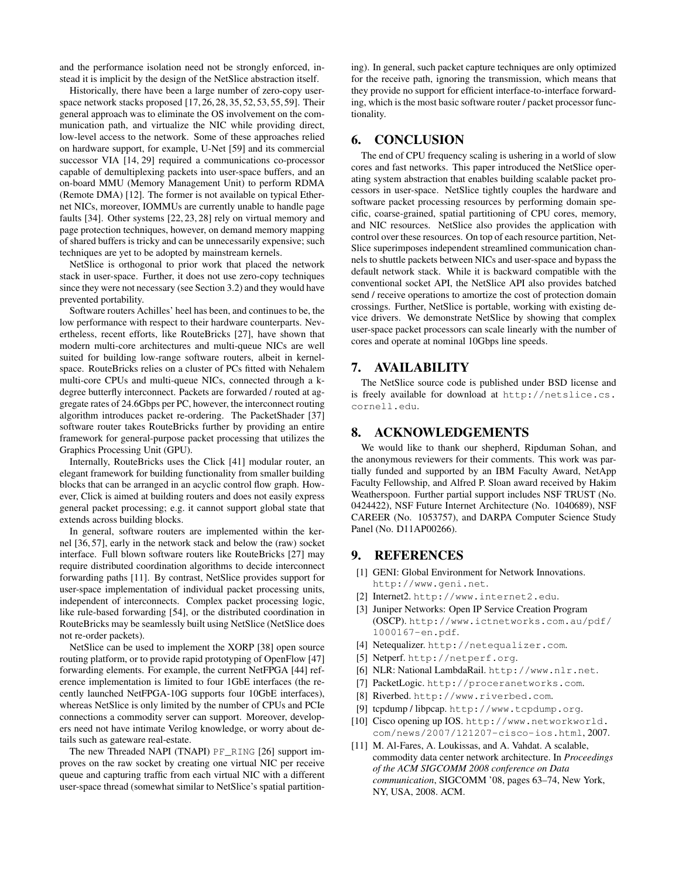and the performance isolation need not be strongly enforced, instead it is implicit by the design of the NetSlice abstraction itself.

Historically, there have been a large number of zero-copy user-space network stacks proposed [17, 26, 28, 35, 52, 53, 55, 59]. Their general approach was to eliminate the OS involvement on the communication path, and virtualize the NIC while providing direct, low-level access to the network. Some of these approaches relied on hardware support, for example, U-Net [59] and its commercial successor VIA [14, 29] required a communications co-processor capable of demultiplexing packets into user-space buffers, and an on-board MMU (Memory Management Unit) to perform RDMA (Remote DMA) [12]. The former is not available on typical Ethernet NICs, moreover, IOMMUs are currently unable to handle page faults [34]. Other systems [22, 23, 28] rely on virtual memory and page protection techniques, however, on demand memory mapping of shared buffers is tricky and can be unnecessarily expensive; such techniques are yet to be adopted by mainstream kernels.

NetSlice is orthogonal to prior work that placed the network stack in user-space. Further, it does not use zero-copy techniques since they were not necessary (see Section 3.2) and they would have prevented portability.

Software routers Achilles' heel has been, and continues to be, the low performance with respect to their hardware counterparts. Nevertheless, recent efforts, like RouteBricks [27], have shown that modern multi-core architectures and multi-queue NICs are well suited for building low-range software routers, albeit in kernel-space. RouteBricks relies on a cluster of PCs fitted with Nehalem multi-core CPUs and multi-queue NICs, connected through a k-degree butterfly interconnect. Packets are forwarded / routed at aggregate rates of 24.6Gbps per PC, however, the interconnect routing algorithm introduces packet re-ordering. The PacketShader [37] software router takes RouteBricks further by providing an entire framework for general-purpose packet processing that utilizes the Graphics Processing Unit (GPU).

Internally, RouteBricks uses the Click [41] modular router, an elegant framework for building functionality from smaller building blocks that can be arranged in an acyclic control flow graph. However, Click is aimed at building routers and does not easily express general packet processing; e.g. it cannot support global state that extends across building blocks.

In general, software routers are implemented within the kernel [36, 57], early in the network stack and below the (raw) socket interface. Full blown software routers like RouteBricks [27] may require distributed coordination algorithms to decide interconnect forwarding paths [11]. By contrast, NetSlice provides support for user-space implementation of individual packet processing units, independent of interconnects. Complex packet processing logic, like rule-based forwarding [54], or the distributed coordination in RouteBricks may be seamlessly built using NetSlice (NetSlice does not re-order packets).

NetSlice can be used to implement the XORP [38] open source routing platform, or to provide rapid prototyping of OpenFlow [47] forwarding elements. For example, the current NetFPGA [44] reference implementation is limited to four 1GbE interfaces (the recently launched NetFPGA-10G supports four 10GbE interfaces), whereas NetSlice is only limited by the number of CPUs and PCIe connections a commodity server can support. Moreover, developers need not have intimate Verilog knowledge, or worry about details such as gateware real-estate.

The new Threaded NAPI (TNAPI) `PF_RING` [26] support improves on the raw socket by creating one virtual NIC per receive queue and capturing traffic from each virtual NIC with a different user-space thread (somewhat similar to NetSlice's spatial partitioning). In general, such packet capture techniques are only optimized for the receive path, ignoring the transmission, which means that they provide no support for efficient interface-to-interface forwarding, which is the most basic software router / packet processor functionality.

## 6. CONCLUSION

The end of CPU frequency scaling is ushering in a world of slow cores and fast networks. This paper introduced the NetSlice operating system abstraction that enables building scalable packet processors in user-space. NetSlice tightly couples the hardware and software packet processing resources by performing domain specific, coarse-grained, spatial partitioning of CPU cores, memory, and NIC resources. NetSlice also provides the application with control over these resources. On top of each resource partition, NetSlice superimposes independent streamlined communication channels to shuttle packets between NICs and user-space and bypass the default network stack. While it is backward compatible with the conventional socket API, the NetSlice API also provides batched send / receive operations to amortize the cost of protection domain crossings. Further, NetSlice is portable, working with existing device drivers. We demonstrate NetSlice by showing that complex user-space packet processors can scale linearly with the number of cores and operate at nominal 10Gbps line speeds.

## 7. AVAILABILITY

The NetSlice source code is published under BSD license and is freely available for download at `http://netslice.cs.cornell.edu`.

## 8. ACKNOWLEDGEMENTS

We would like to thank our shepherd, Ripduman Sohan, and the anonymous reviewers for their comments. This work was partially funded and supported by an IBM Faculty Award, NetApp Faculty Fellowship, and Alfred P. Sloan award received by Hakim Weatherspoon. Further partial support includes NSF TRUST (No. 0424422), NSF Future Internet Architecture (No. 1040689), NSF CAREER (No. 1053757), and DARPA Computer Science Study Panel (No. D11AP00266).

## 9. REFERENCES

[1] GENI: Global Environment for Network Innovations. `http://www.geni.net`.

[2] Internet2. `http://www.internet2.edu`.

[3] Juniper Networks: Open IP Service Creation Program (OSCP). `http://www.ictnetworks.com.au/pdf/1000167-en.pdf`.

[4] Netequalizer. `http://netequalizer.com`.

[5] Netperf. `http://netperf.org`.

[6] NLR: National LambdaRail. `http://www.nlr.net`.

[7] PacketLogic. `http://proceranetworks.com`.

[8] Riverbed. `http://www.riverbed.com`.

[9] tcpdump / libpcap. `http://www.tcpdump.org`.

[10] Cisco opening up IOS. `http://www.networkworld.com/news/2007/121207-cisco-ios.html`, 2007.

[11] M. Al-Fares, A. Loukissas, and A. Vahdat. A scalable, commodity data center network architecture. In *Proceedings of the ACM SIGCOMM 2008 conference on Data communication*, SIGCOMM '08, pages 63–74, New York, NY, USA, 2008. ACM.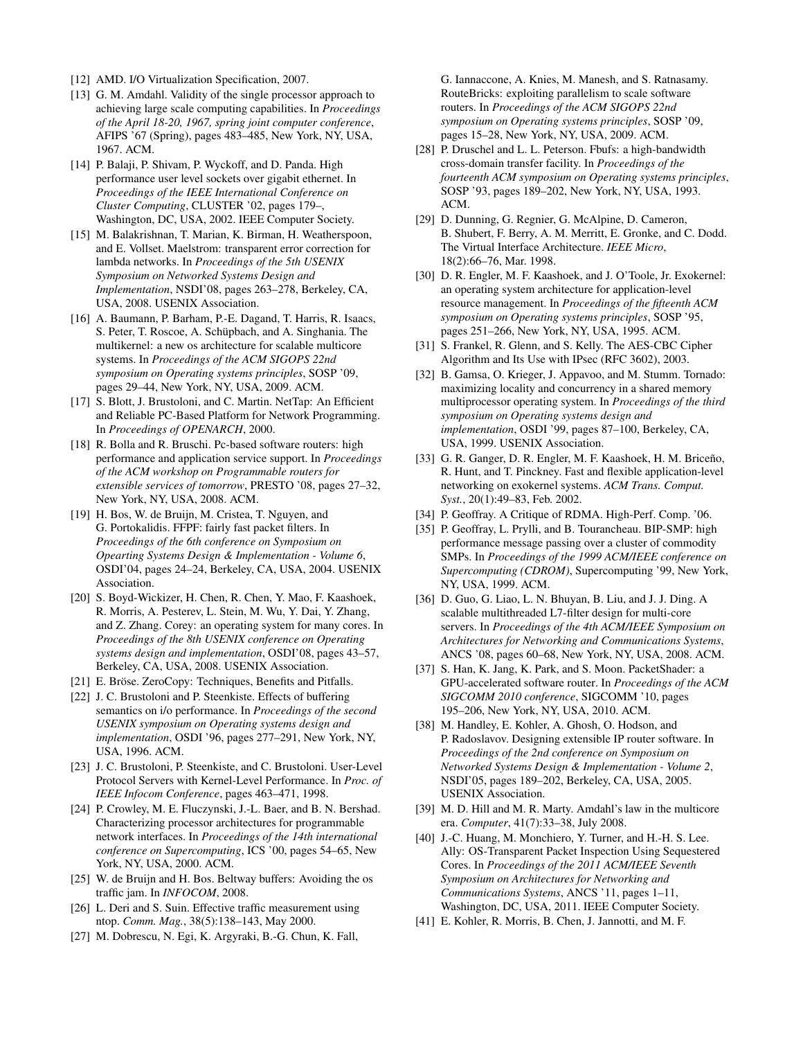[12] AMD. I/O Virtualization Specification, 2007.

[13] G. M. Amdahl. Validity of the single processor approach to achieving large scale computing capabilities. In *Proceedings of the April 18-20, 1967, spring joint computer conference*, AFIPS '67 (Spring), pages 483–485, New York, NY, USA, 1967. ACM.

[14] P. Balaji, P. Shivam, P. Wyckoff, and D. Panda. High performance user level sockets over gigabit ethernet. In *Proceedings of the IEEE International Conference on Cluster Computing*, CLUSTER '02, pages 179–, Washington, DC, USA, 2002. IEEE Computer Society.

[15] M. Balakrishnan, T. Marian, K. Birman, H. Weatherspoon, and E. Vollset. Maelstrom: transparent error correction for lambda networks. In *Proceedings of the 5th USENIX Symposium on Networked Systems Design and Implementation*, NSDI'08, pages 263–278, Berkeley, CA, USA, 2008. USENIX Association.

[16] A. Baumann, P. Barham, P.-E. Dagand, T. Harris, R. Isaacs, S. Peter, T. Roscoe, A. Schüpbach, and A. Singhania. The multikernel: a new os architecture for scalable multicore systems. In *Proceedings of the ACM SIGOPS 22nd symposium on Operating systems principles*, SOSP '09, pages 29–44, New York, NY, USA, 2009. ACM.

[17] S. Blott, J. Brustoloni, and C. Martin. NetTap: An Efficient and Reliable PC-Based Platform for Network Programming. In *Proceedings of OPENARCH*, 2000.

[18] R. Bolla and R. Bruschi. Pc-based software routers: high performance and application service support. In *Proceedings of the ACM workshop on Programmable routers for extensible services of tomorrow*, PRESTO '08, pages 27–32, New York, NY, USA, 2008. ACM.

[19] H. Bos, W. de Bruijn, M. Cristea, T. Nguyen, and G. Portokalidis. FFPF: fairly fast packet filters. In *Proceedings of the 6th conference on Symposium on Opearting Systems Design & Implementation - Volume 6*, OSDI'04, pages 24–24, Berkeley, CA, USA, 2004. USENIX Association.

[20] S. Boyd-Wickizer, H. Chen, R. Chen, Y. Mao, F. Kaashoek, R. Morris, A. Pesterev, L. Stein, M. Wu, Y. Dai, Y. Zhang, and Z. Zhang. Corey: an operating system for many cores. In *Proceedings of the 8th USENIX conference on Operating systems design and implementation*, OSDI'08, pages 43–57, Berkeley, CA, USA, 2008. USENIX Association.

[21] E. Bröse. ZeroCopy: Techniques, Benefits and Pitfalls.

[22] J. C. Brustoloni and P. Steenkiste. Effects of buffering semantics on i/o performance. In *Proceedings of the second USENIX symposium on Operating systems design and implementation*, OSDI '96, pages 277–291, New York, NY, USA, 1996. ACM.

[23] J. C. Brustoloni, P. Steenkiste, and C. Brustoloni. User-Level Protocol Servers with Kernel-Level Performance. In *Proc. of IEEE Infocom Conference*, pages 463–471, 1998.

[24] P. Crowley, M. E. Fluczynski, J.-L. Baer, and B. N. Bershad. Characterizing processor architectures for programmable network interfaces. In *Proceedings of the 14th international conference on Supercomputing*, ICS '00, pages 54–65, New York, NY, USA, 2000. ACM.

[25] W. de Bruijn and H. Bos. Beltway buffers: Avoiding the os traffic jam. In *INFOCOM*, 2008.

[26] L. Deri and S. Suin. Effective traffic measurement using ntop. *Comm. Mag.*, 38(5):138–143, May 2000.

[27] M. Dobrescu, N. Egi, K. Argyraki, B.-G. Chun, K. Fall, G. Iannaccone, A. Knies, M. Manesh, and S. Ratnasamy. RouteBricks: exploiting parallelism to scale software routers. In *Proceedings of the ACM SIGOPS 22nd symposium on Operating systems principles*, SOSP '09, pages 15–28, New York, NY, USA, 2009. ACM.

[28] P. Druschel and L. L. Peterson. Fbufs: a high-bandwidth cross-domain transfer facility. In *Proceedings of the fourteenth ACM symposium on Operating systems principles*, SOSP '93, pages 189–202, New York, NY, USA, 1993. ACM.

[29] D. Dunning, G. Regnier, G. McAlpine, D. Cameron, B. Shubert, F. Berry, A. M. Merritt, E. Gronke, and C. Dodd. The Virtual Interface Architecture. *IEEE Micro*, 18(2):66–76, Mar. 1998.

[30] D. R. Engler, M. F. Kaashoek, and J. O'Toole, Jr. Exokernel: an operating system architecture for application-level resource management. In *Proceedings of the fifteenth ACM symposium on Operating systems principles*, SOSP '95, pages 251–266, New York, NY, USA, 1995. ACM.

[31] S. Frankel, R. Glenn, and S. Kelly. The AES-CBC Cipher Algorithm and Its Use with IPsec (RFC 3602), 2003.

[32] B. Gamsa, O. Krieger, J. Appavoo, and M. Stumm. Tornado: maximizing locality and concurrency in a shared memory multiprocessor operating system. In *Proceedings of the third symposium on Operating systems design and implementation*, OSDI '99, pages 87–100, Berkeley, CA, USA, 1999. USENIX Association.

[33] G. R. Ganger, D. R. Engler, M. F. Kaashoek, H. M. Briceño, R. Hunt, and T. Pinckney. Fast and flexible application-level networking on exokernel systems. *ACM Trans. Comput. Syst.*, 20(1):49–83, Feb. 2002.

[34] P. Geoffray. A Critique of RDMA. High-Perf. Comp. '06.

[35] P. Geoffray, L. Prylli, and B. Tourancheau. BIP-SMP: high performance message passing over a cluster of commodity SMPs. In *Proceedings of the 1999 ACM/IEEE conference on Supercomputing (CDROM)*, Supercomputing '99, New York, NY, USA, 1999. ACM.

[36] D. Guo, G. Liao, L. N. Bhuyan, B. Liu, and J. J. Ding. A scalable multithreaded L7-filter design for multi-core servers. In *Proceedings of the 4th ACM/IEEE Symposium on Architectures for Networking and Communications Systems*, ANCS '08, pages 60–68, New York, NY, USA, 2008. ACM.

[37] S. Han, K. Jang, K. Park, and S. Moon. PacketShader: a GPU-accelerated software router. In *Proceedings of the ACM SIGCOMM 2010 conference*, SIGCOMM '10, pages 195–206, New York, NY, USA, 2010. ACM.

[38] M. Handley, E. Kohler, A. Ghosh, O. Hodson, and P. Radoslavov. Designing extensible IP router software. In *Proceedings of the 2nd conference on Symposium on Networked Systems Design & Implementation - Volume 2*, NSDI'05, pages 189–202, Berkeley, CA, USA, 2005. USENIX Association.

[39] M. D. Hill and M. R. Marty. Amdahl's law in the multicore era. *Computer*, 41(7):33–38, July 2008.

[40] J.-C. Huang, M. Monchiero, Y. Turner, and H.-H. S. Lee. Ally: OS-Transparent Packet Inspection Using Sequestered Cores. In *Proceedings of the 2011 ACM/IEEE Seventh Symposium on Architectures for Networking and Communications Systems*, ANCS '11, pages 1–11, Washington, DC, USA, 2011. IEEE Computer Society.

[41] E. Kohler, R. Morris, B. Chen, J. Jannotti, and M. F.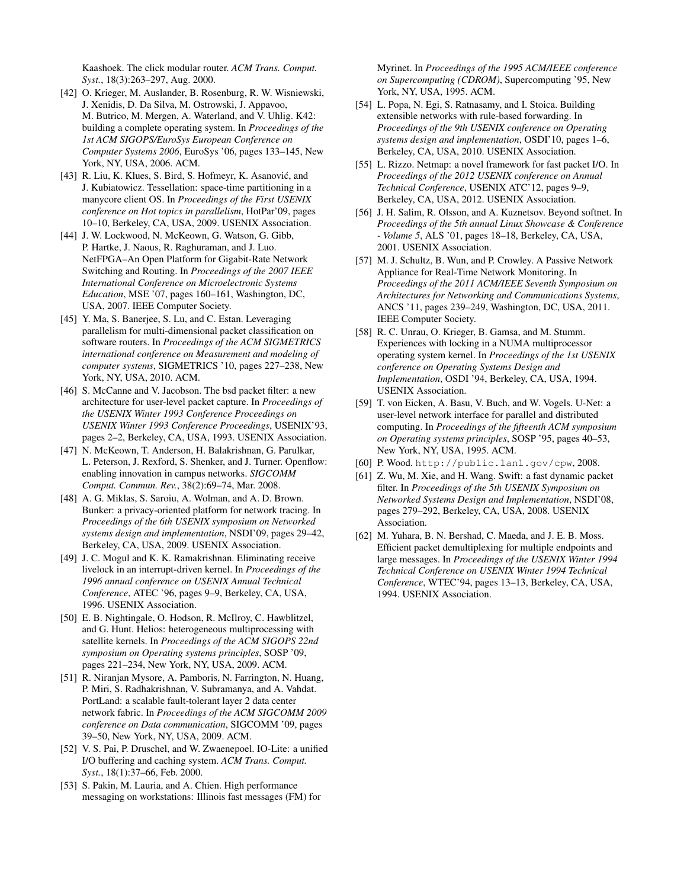Kaashoek. The click modular router. *ACM Trans. Comput. Syst.*, 18(3):263–297, Aug. 2000.

[42] O. Krieger, M. Auslander, B. Rosenburg, R. W. Wisniewski, J. Xenidis, D. Da Silva, M. Ostrowski, J. Appavoo, M. Butrico, M. Mergen, A. Waterland, and V. Uhlig. K42: building a complete operating system. In *Proceedings of the 1st ACM SIGOPS/EuroSys European Conference on Computer Systems 2006*, EuroSys '06, pages 133–145, New York, NY, USA, 2006. ACM.

[43] R. Liu, K. Klues, S. Bird, S. Hofmeyr, K. Asanović, and J. Kubiatowicz. Tessellation: space-time partitioning in a manycore client OS. In *Proceedings of the First USENIX conference on Hot topics in parallelism*, HotPar'09, pages 10–10, Berkeley, CA, USA, 2009. USENIX Association.

[44] J. W. Lockwood, N. McKeown, G. Watson, G. Gibb, P. Hartke, J. Naous, R. Raghuraman, and J. Luo. NetFPGA–An Open Platform for Gigabit-Rate Network Switching and Routing. In *Proceedings of the 2007 IEEE International Conference on Microelectronic Systems Education*, MSE '07, pages 160–161, Washington, DC, USA, 2007. IEEE Computer Society.

[45] Y. Ma, S. Banerjee, S. Lu, and C. Estan. Leveraging parallelism for multi-dimensional packet classification on software routers. In *Proceedings of the ACM SIGMETRICS international conference on Measurement and modeling of computer systems*, SIGMETRICS '10, pages 227–238, New York, NY, USA, 2010. ACM.

[46] S. McCanne and V. Jacobson. The bsd packet filter: a new architecture for user-level packet capture. In *Proceedings of the USENIX Winter 1993 Conference Proceedings on USENIX Winter 1993 Conference Proceedings*, USENIX'93, pages 2–2, Berkeley, CA, USA, 1993. USENIX Association.

[47] N. McKeown, T. Anderson, H. Balakrishnan, G. Parulkar, L. Peterson, J. Rexford, S. Shenker, and J. Turner. Openflow: enabling innovation in campus networks. *SIGCOMM Comput. Commun. Rev.*, 38(2):69–74, Mar. 2008.

[48] A. G. Miklas, S. Saroiu, A. Wolman, and A. D. Brown. Bunker: a privacy-oriented platform for network tracing. In *Proceedings of the 6th USENIX symposium on Networked systems design and implementation*, NSDI'09, pages 29–42, Berkeley, CA, USA, 2009. USENIX Association.

[49] J. C. Mogul and K. K. Ramakrishnan. Eliminating receive livelock in an interrupt-driven kernel. In *Proceedings of the 1996 annual conference on USENIX Annual Technical Conference*, ATEC '96, pages 9–9, Berkeley, CA, USA, 1996. USENIX Association.

[50] E. B. Nightingale, O. Hodson, R. McIlroy, C. Hawblitzel, and G. Hunt. Helios: heterogeneous multiprocessing with satellite kernels. In *Proceedings of the ACM SIGOPS 22nd symposium on Operating systems principles*, SOSP '09, pages 221–234, New York, NY, USA, 2009. ACM.

[51] R. Niranjan Mysore, A. Pamboris, N. Farrington, N. Huang, P. Miri, S. Radhakrishnan, V. Subramanya, and A. Vahdat. PortLand: a scalable fault-tolerant layer 2 data center network fabric. In *Proceedings of the ACM SIGCOMM 2009 conference on Data communication*, SIGCOMM '09, pages 39–50, New York, NY, USA, 2009. ACM.

[52] V. S. Pai, P. Druschel, and W. Zwaenepoel. IO-Lite: a unified I/O buffering and caching system. *ACM Trans. Comput. Syst.*, 18(1):37–66, Feb. 2000.

[53] S. Pakin, M. Lauria, and A. Chien. High performance messaging on workstations: Illinois fast messages (FM) for Myrinet. In *Proceedings of the 1995 ACM/IEEE conference on Supercomputing (CDROM)*, Supercomputing '95, New York, NY, USA, 1995. ACM.

[54] L. Popa, N. Egi, S. Ratnasamy, and I. Stoica. Building extensible networks with rule-based forwarding. In *Proceedings of the 9th USENIX conference on Operating systems design and implementation*, OSDI'10, pages 1–6, Berkeley, CA, USA, 2010. USENIX Association.

[55] L. Rizzo. Netmap: a novel framework for fast packet I/O. In *Proceedings of the 2012 USENIX conference on Annual Technical Conference*, USENIX ATC'12, pages 9–9, Berkeley, CA, USA, 2012. USENIX Association.

[56] J. H. Salim, R. Olsson, and A. Kuznetsov. Beyond softnet. In *Proceedings of the 5th annual Linux Showcase & Conference - Volume 5*, ALS '01, pages 18–18, Berkeley, CA, USA, 2001. USENIX Association.

[57] M. J. Schultz, B. Wun, and P. Crowley. A Passive Network Appliance for Real-Time Network Monitoring. In *Proceedings of the 2011 ACM/IEEE Seventh Symposium on Architectures for Networking and Communications Systems*, ANCS '11, pages 239–249, Washington, DC, USA, 2011. IEEE Computer Society.

[58] R. C. Unrau, O. Krieger, B. Gamsa, and M. Stumm. Experiences with locking in a NUMA multiprocessor operating system kernel. In *Proceedings of the 1st USENIX conference on Operating Systems Design and Implementation*, OSDI '94, Berkeley, CA, USA, 1994. USENIX Association.

[59] T. von Eicken, A. Basu, V. Buch, and W. Vogels. U-Net: a user-level network interface for parallel and distributed computing. In *Proceedings of the fifteenth ACM symposium on Operating systems principles*, SOSP '95, pages 40–53, New York, NY, USA, 1995. ACM.

[60] P. Wood. `http://public.lanl.gov/cpw`, 2008.

[61] Z. Wu, M. Xie, and H. Wang. Swift: a fast dynamic packet filter. In *Proceedings of the 5th USENIX Symposium on Networked Systems Design and Implementation*, NSDI'08, pages 279–292, Berkeley, CA, USA, 2008. USENIX Association.

[62] M. Yuhara, B. N. Bershad, C. Maeda, and J. E. B. Moss. Efficient packet demultiplexing for multiple endpoints and large messages. In *Proceedings of the USENIX Winter 1994 Technical Conference on USENIX Winter 1994 Technical Conference*, WTEC'94, pages 13–13, Berkeley, CA, USA, 1994. USENIX Association.